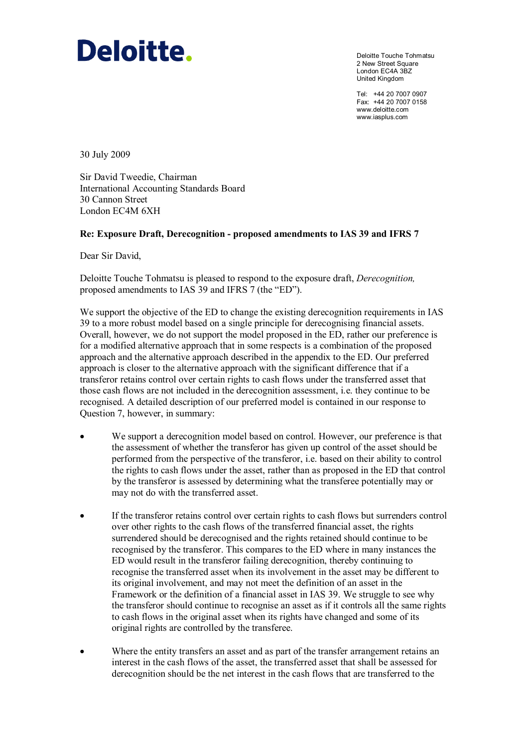**Deloitte.**

Deloitte Touche Tohmatsu
2 New Street Square
London EC4A 3BZ
United Kingdom

Tel: +44 20 7007 0907
Fax: +44 20 7007 0158
www.deloitte.com
www.iasplus.com

30 July 2009

Sir David Tweedie, Chairman
International Accounting Standards Board
30 Cannon Street
London EC4M 6XH

**Re: Exposure Draft, Derecognition - proposed amendments to IAS 39 and IFRS 7**

Dear Sir David,

Deloitte Touche Tohmatsu is pleased to respond to the exposure draft, *Derecognition,* proposed amendments to IAS 39 and IFRS 7 (the "ED").

We support the objective of the ED to change the existing derecognition requirements in IAS 39 to a more robust model based on a single principle for derecognising financial assets. Overall, however, we do not support the model proposed in the ED, rather our preference is for a modified alternative approach that in some respects is a combination of the proposed approach and the alternative approach described in the appendix to the ED. Our preferred approach is closer to the alternative approach with the significant difference that if a transferor retains control over certain rights to cash flows under the transferred asset that those cash flows are not included in the derecognition assessment, i.e. they continue to be recognised. A detailed description of our preferred model is contained in our response to Question 7, however, in summary:

- We support a derecognition model based on control. However, our preference is that the assessment of whether the transferor has given up control of the asset should be performed from the perspective of the transferor, i.e. based on their ability to control the rights to cash flows under the asset, rather than as proposed in the ED that control by the transferor is assessed by determining what the transferee potentially may or may not do with the transferred asset.
- If the transferor retains control over certain rights to cash flows but surrenders control over other rights to the cash flows of the transferred financial asset, the rights surrendered should be derecognised and the rights retained should continue to be recognised by the transferor. This compares to the ED where in many instances the ED would result in the transferor failing derecognition, thereby continuing to recognise the transferred asset when its involvement in the asset may be different to its original involvement, and may not meet the definition of an asset in the Framework or the definition of a financial asset in IAS 39. We struggle to see why the transferor should continue to recognise an asset as if it controls all the same rights to cash flows in the original asset when its rights have changed and some of its original rights are controlled by the transferee.
- Where the entity transfers an asset and as part of the transfer arrangement retains an interest in the cash flows of the asset, the transferred asset that shall be assessed for derecognition should be the net interest in the cash flows that are transferred to the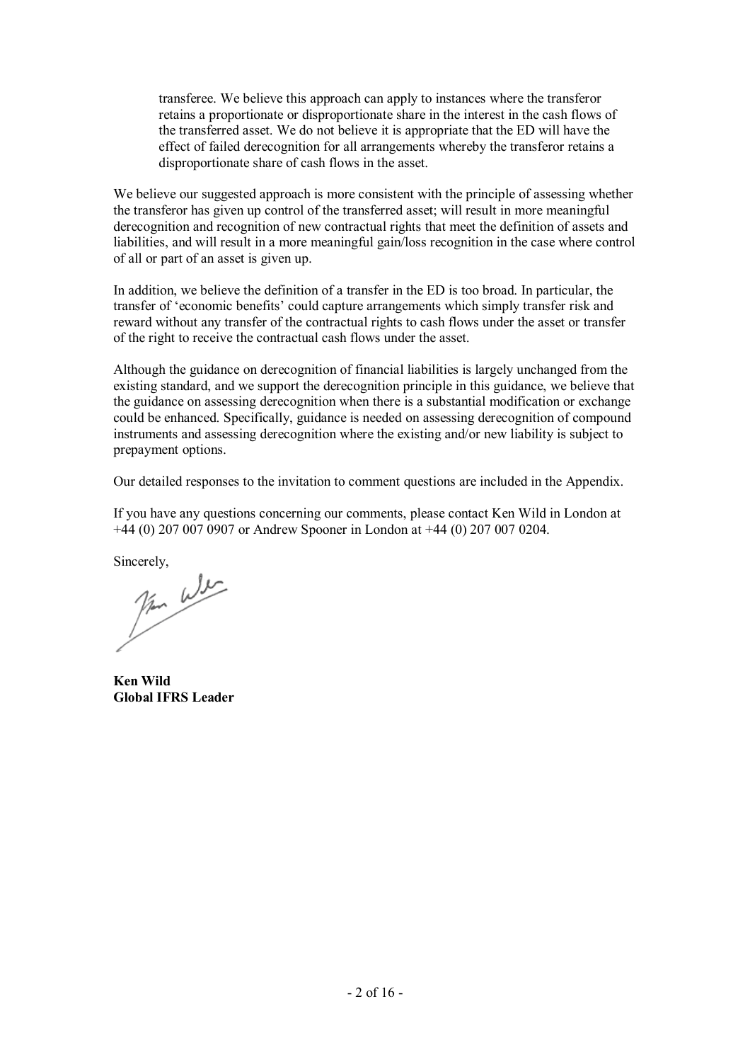transferee. We believe this approach can apply to instances where the transferor retains a proportionate or disproportionate share in the interest in the cash flows of the transferred asset. We do not believe it is appropriate that the ED will have the effect of failed derecognition for all arrangements whereby the transferor retains a disproportionate share of cash flows in the asset.

We believe our suggested approach is more consistent with the principle of assessing whether the transferor has given up control of the transferred asset; will result in more meaningful derecognition and recognition of new contractual rights that meet the definition of assets and liabilities, and will result in a more meaningful gain/loss recognition in the case where control of all or part of an asset is given up.

In addition, we believe the definition of a transfer in the ED is too broad. In particular, the transfer of 'economic benefits' could capture arrangements which simply transfer risk and reward without any transfer of the contractual rights to cash flows under the asset or transfer of the right to receive the contractual cash flows under the asset.

Although the guidance on derecognition of financial liabilities is largely unchanged from the existing standard, and we support the derecognition principle in this guidance, we believe that the guidance on assessing derecognition when there is a substantial modification or exchange could be enhanced. Specifically, guidance is needed on assessing derecognition of compound instruments and assessing derecognition where the existing and/or new liability is subject to prepayment options.

Our detailed responses to the invitation to comment questions are included in the Appendix.

If you have any questions concerning our comments, please contact Ken Wild in London at +44 (0) 207 007 0907 or Andrew Spooner in London at +44 (0) 207 007 0204.

Sincerely,

**Ken Wild**
**Global IFRS Leader**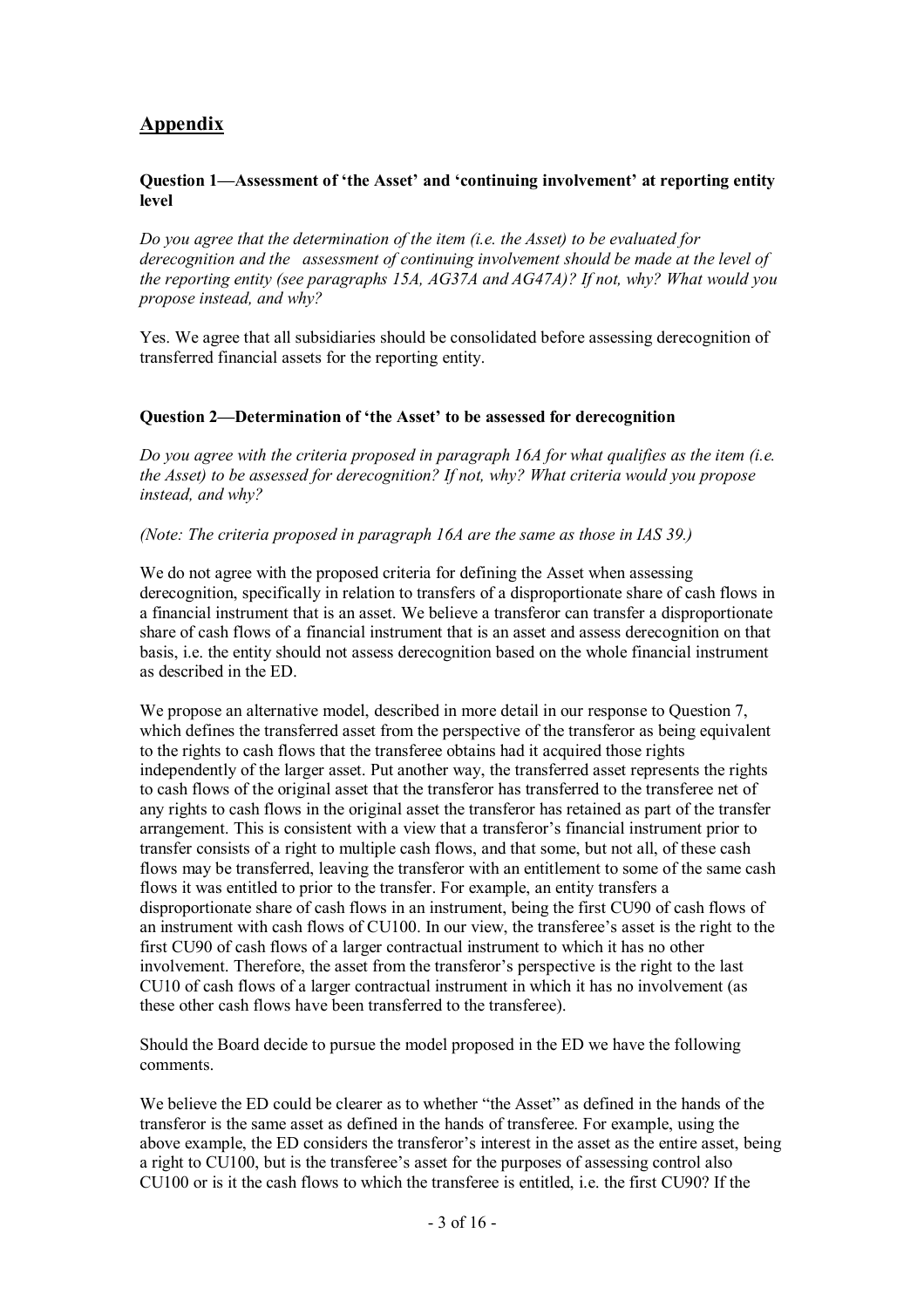## Appendix

### Question 1—Assessment of 'the Asset' and 'continuing involvement' at reporting entity level

*Do you agree that the determination of the item (i.e. the Asset) to be evaluated for derecognition and the assessment of continuing involvement should be made at the level of the reporting entity (see paragraphs 15A, AG37A and AG47A)? If not, why? What would you propose instead, and why?*

Yes. We agree that all subsidiaries should be consolidated before assessing derecognition of transferred financial assets for the reporting entity.

### Question 2—Determination of 'the Asset' to be assessed for derecognition

*Do you agree with the criteria proposed in paragraph 16A for what qualifies as the item (i.e. the Asset) to be assessed for derecognition? If not, why? What criteria would you propose instead, and why?*

*(Note: The criteria proposed in paragraph 16A are the same as those in IAS 39.)*

We do not agree with the proposed criteria for defining the Asset when assessing derecognition, specifically in relation to transfers of a disproportionate share of cash flows in a financial instrument that is an asset. We believe a transferor can transfer a disproportionate share of cash flows of a financial instrument that is an asset and assess derecognition on that basis, i.e. the entity should not assess derecognition based on the whole financial instrument as described in the ED.

We propose an alternative model, described in more detail in our response to Question 7, which defines the transferred asset from the perspective of the transferor as being equivalent to the rights to cash flows that the transferee obtains had it acquired those rights independently of the larger asset. Put another way, the transferred asset represents the rights to cash flows of the original asset that the transferor has transferred to the transferee net of any rights to cash flows in the original asset the transferor has retained as part of the transfer arrangement. This is consistent with a view that a transferor's financial instrument prior to transfer consists of a right to multiple cash flows, and that some, but not all, of these cash flows may be transferred, leaving the transferor with an entitlement to some of the same cash flows it was entitled to prior to the transfer. For example, an entity transfers a disproportionate share of cash flows in an instrument, being the first CU90 of cash flows of an instrument with cash flows of CU100. In our view, the transferee's asset is the right to the first CU90 of cash flows of a larger contractual instrument to which it has no other involvement. Therefore, the asset from the transferor's perspective is the right to the last CU10 of cash flows of a larger contractual instrument in which it has no involvement (as these other cash flows have been transferred to the transferee).

Should the Board decide to pursue the model proposed in the ED we have the following comments.

We believe the ED could be clearer as to whether "the Asset" as defined in the hands of the transferor is the same asset as defined in the hands of transferee. For example, using the above example, the ED considers the transferor's interest in the asset as the entire asset, being a right to CU100, but is the transferee's asset for the purposes of assessing control also CU100 or is it the cash flows to which the transferee is entitled, i.e. the first CU90? If the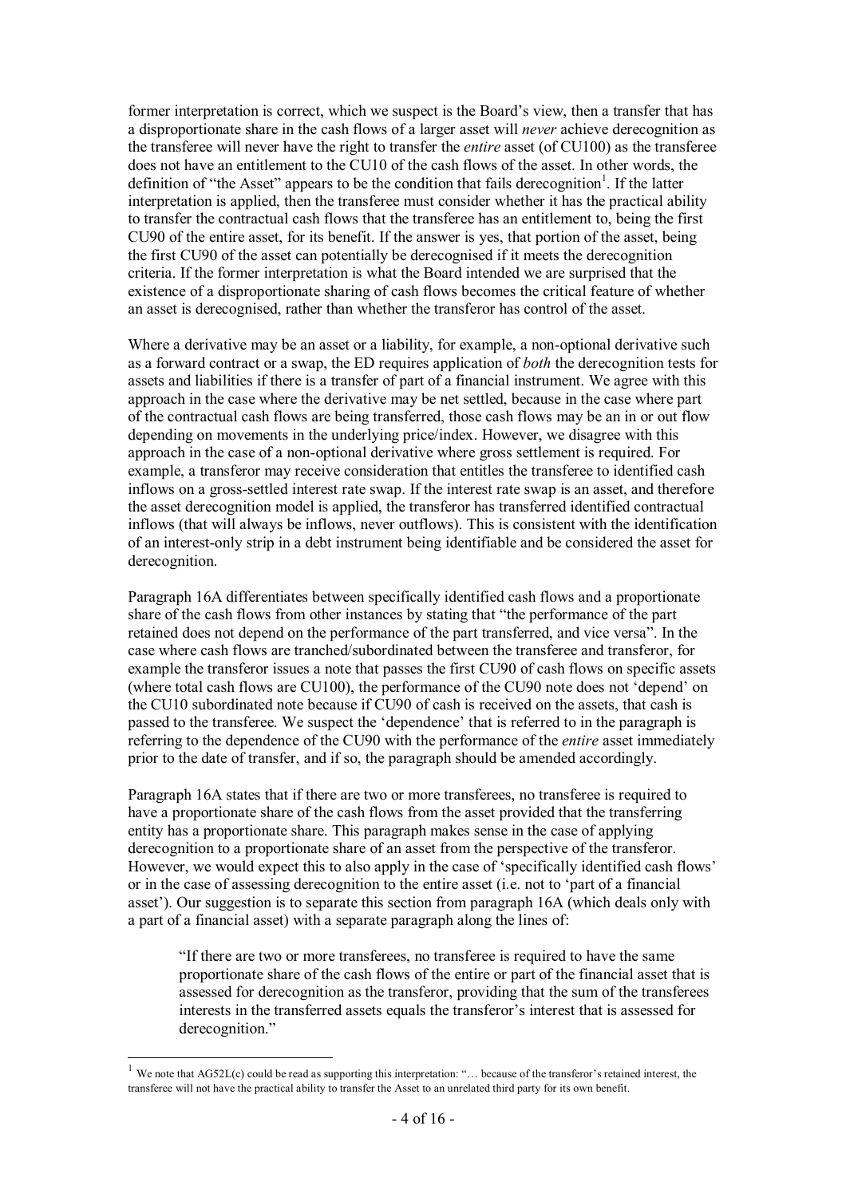former interpretation is correct, which we suspect is the Board's view, then a transfer that has a disproportionate share in the cash flows of a larger asset will *never* achieve derecognition as the transferee will never have the right to transfer the *entire* asset (of CU100) as the transferee does not have an entitlement to the CU10 of the cash flows of the asset. In other words, the definition of "the Asset" appears to be the condition that fails derecognition[1]. If the latter interpretation is applied, then the transferee must consider whether it has the practical ability to transfer the contractual cash flows that the transferee has an entitlement to, being the first CU90 of the entire asset, for its benefit. If the answer is yes, that portion of the asset, being the first CU90 of the asset can potentially be derecognised if it meets the derecognition criteria. If the former interpretation is what the Board intended we are surprised that the existence of a disproportionate sharing of cash flows becomes the critical feature of whether an asset is derecognised, rather than whether the transferor has control of the asset.

Where a derivative may be an asset or a liability, for example, a non-optional derivative such as a forward contract or a swap, the ED requires application of *both* the derecognition tests for assets and liabilities if there is a transfer of part of a financial instrument. We agree with this approach in the case where the derivative may be net settled, because in the case where part of the contractual cash flows are being transferred, those cash flows may be an in or out flow depending on movements in the underlying price/index. However, we disagree with this approach in the case of a non-optional derivative where gross settlement is required. For example, a transferor may receive consideration that entitles the transferee to identified cash inflows on a gross-settled interest rate swap. If the interest rate swap is an asset, and therefore the asset derecognition model is applied, the transferor has transferred identified contractual inflows (that will always be inflows, never outflows). This is consistent with the identification of an interest-only strip in a debt instrument being identifiable and be considered the asset for derecognition.

Paragraph 16A differentiates between specifically identified cash flows and a proportionate share of the cash flows from other instances by stating that "the performance of the part retained does not depend on the performance of the part transferred, and vice versa". In the case where cash flows are tranched/subordinated between the transferee and transferor, for example the transferor issues a note that passes the first CU90 of cash flows on specific assets (where total cash flows are CU100), the performance of the CU90 note does not 'depend' on the CU10 subordinated note because if CU90 of cash is received on the assets, that cash is passed to the transferee. We suspect the 'dependence' that is referred to in the paragraph is referring to the dependence of the CU90 with the performance of the *entire* asset immediately prior to the date of transfer, and if so, the paragraph should be amended accordingly.

Paragraph 16A states that if there are two or more transferees, no transferee is required to have a proportionate share of the cash flows from the asset provided that the transferring entity has a proportionate share. This paragraph makes sense in the case of applying derecognition to a proportionate share of an asset from the perspective of the transferor. However, we would expect this to also apply in the case of 'specifically identified cash flows' or in the case of assessing derecognition to the entire asset (i.e. not to 'part of a financial asset'). Our suggestion is to separate this section from paragraph 16A (which deals only with a part of a financial asset) with a separate paragraph along the lines of:

> "If there are two or more transferees, no transferee is required to have the same proportionate share of the cash flows of the entire or part of the financial asset that is assessed for derecognition as the transferor, providing that the sum of the transferees interests in the transferred assets equals the transferor's interest that is assessed for derecognition."

---

[1] We note that AG52L(c) could be read as supporting this interpretation: "… because of the transferor's retained interest, the transferee will not have the practical ability to transfer the Asset to an unrelated third party for its own benefit.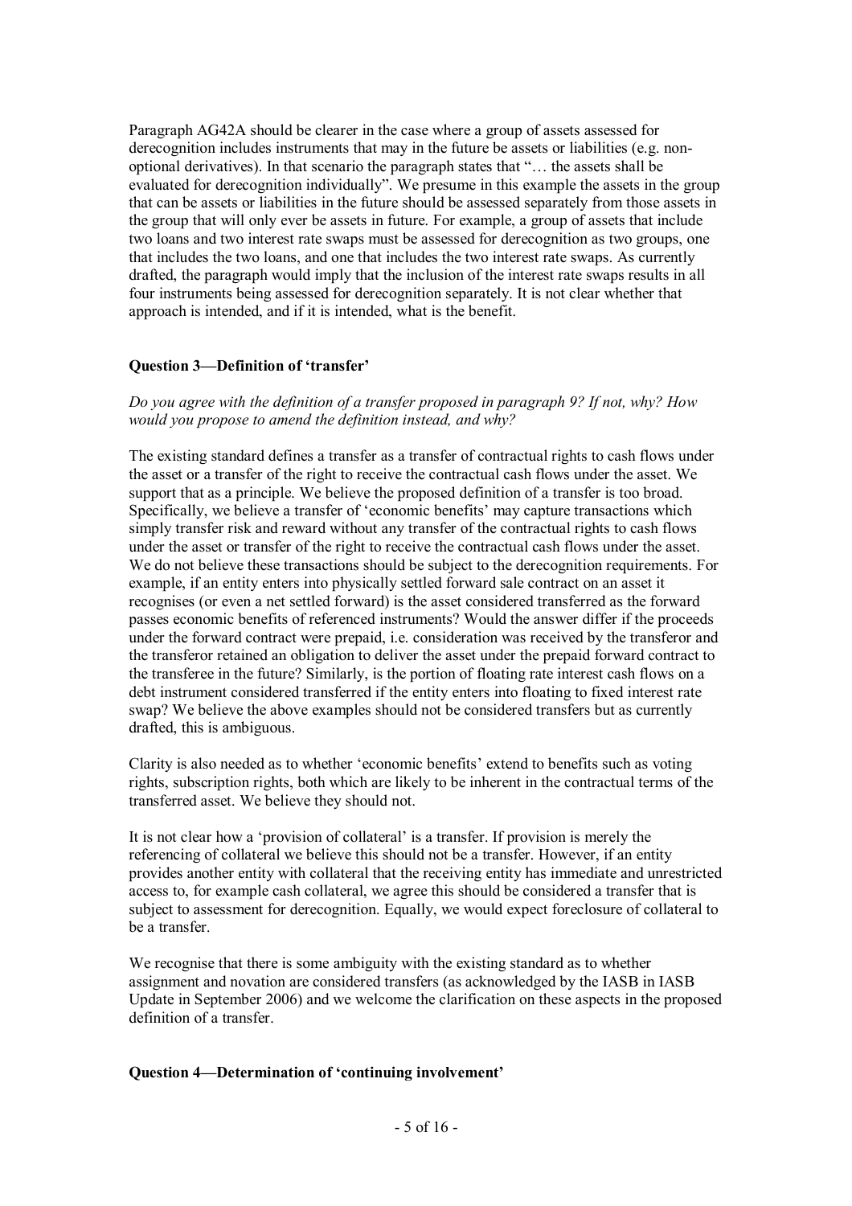Paragraph AG42A should be clearer in the case where a group of assets assessed for derecognition includes instruments that may in the future be assets or liabilities (e.g. non-optional derivatives). In that scenario the paragraph states that "… the assets shall be evaluated for derecognition individually". We presume in this example the assets in the group that can be assets or liabilities in the future should be assessed separately from those assets in the group that will only ever be assets in future. For example, a group of assets that include two loans and two interest rate swaps must be assessed for derecognition as two groups, one that includes the two loans, and one that includes the two interest rate swaps. As currently drafted, the paragraph would imply that the inclusion of the interest rate swaps results in all four instruments being assessed for derecognition separately. It is not clear whether that approach is intended, and if it is intended, what is the benefit.

**Question 3—Definition of 'transfer'**

*Do you agree with the definition of a transfer proposed in paragraph 9? If not, why? How would you propose to amend the definition instead, and why?*

The existing standard defines a transfer as a transfer of contractual rights to cash flows under the asset or a transfer of the right to receive the contractual cash flows under the asset. We support that as a principle. We believe the proposed definition of a transfer is too broad. Specifically, we believe a transfer of 'economic benefits' may capture transactions which simply transfer risk and reward without any transfer of the contractual rights to cash flows under the asset or transfer of the right to receive the contractual cash flows under the asset. We do not believe these transactions should be subject to the derecognition requirements. For example, if an entity enters into physically settled forward sale contract on an asset it recognises (or even a net settled forward) is the asset considered transferred as the forward passes economic benefits of referenced instruments? Would the answer differ if the proceeds under the forward contract were prepaid, i.e. consideration was received by the transferor and the transferor retained an obligation to deliver the asset under the prepaid forward contract to the transferee in the future? Similarly, is the portion of floating rate interest cash flows on a debt instrument considered transferred if the entity enters into floating to fixed interest rate swap? We believe the above examples should not be considered transfers but as currently drafted, this is ambiguous.

Clarity is also needed as to whether 'economic benefits' extend to benefits such as voting rights, subscription rights, both which are likely to be inherent in the contractual terms of the transferred asset. We believe they should not.

It is not clear how a 'provision of collateral' is a transfer. If provision is merely the referencing of collateral we believe this should not be a transfer. However, if an entity provides another entity with collateral that the receiving entity has immediate and unrestricted access to, for example cash collateral, we agree this should be considered a transfer that is subject to assessment for derecognition. Equally, we would expect foreclosure of collateral to be a transfer.

We recognise that there is some ambiguity with the existing standard as to whether assignment and novation are considered transfers (as acknowledged by the IASB in IASB Update in September 2006) and we welcome the clarification on these aspects in the proposed definition of a transfer.

**Question 4—Determination of 'continuing involvement'**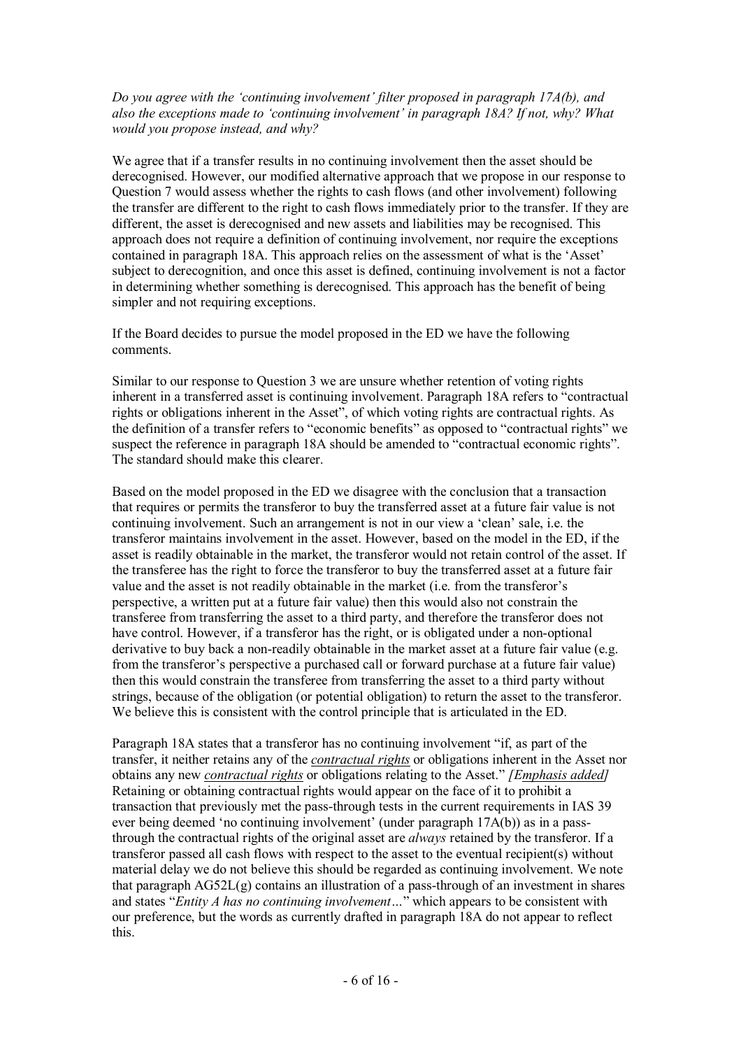*Do you agree with the 'continuing involvement' filter proposed in paragraph 17A(b), and also the exceptions made to 'continuing involvement' in paragraph 18A? If not, why? What would you propose instead, and why?*

We agree that if a transfer results in no continuing involvement then the asset should be derecognised. However, our modified alternative approach that we propose in our response to Question 7 would assess whether the rights to cash flows (and other involvement) following the transfer are different to the right to cash flows immediately prior to the transfer. If they are different, the asset is derecognised and new assets and liabilities may be recognised. This approach does not require a definition of continuing involvement, nor require the exceptions contained in paragraph 18A. This approach relies on the assessment of what is the 'Asset' subject to derecognition, and once this asset is defined, continuing involvement is not a factor in determining whether something is derecognised. This approach has the benefit of being simpler and not requiring exceptions.

If the Board decides to pursue the model proposed in the ED we have the following comments.

Similar to our response to Question 3 we are unsure whether retention of voting rights inherent in a transferred asset is continuing involvement. Paragraph 18A refers to "contractual rights or obligations inherent in the Asset", of which voting rights are contractual rights. As the definition of a transfer refers to "economic benefits" as opposed to "contractual rights" we suspect the reference in paragraph 18A should be amended to "contractual economic rights". The standard should make this clearer.

Based on the model proposed in the ED we disagree with the conclusion that a transaction that requires or permits the transferor to buy the transferred asset at a future fair value is not continuing involvement. Such an arrangement is not in our view a 'clean' sale, i.e. the transferor maintains involvement in the asset. However, based on the model in the ED, if the asset is readily obtainable in the market, the transferor would not retain control of the asset. If the transferee has the right to force the transferor to buy the transferred asset at a future fair value and the asset is not readily obtainable in the market (i.e. from the transferor's perspective, a written put at a future fair value) then this would also not constrain the transferee from transferring the asset to a third party, and therefore the transferor does not have control. However, if a transferor has the right, or is obligated under a non-optional derivative to buy back a non-readily obtainable in the market asset at a future fair value (e.g. from the transferor's perspective a purchased call or forward purchase at a future fair value) then this would constrain the transferee from transferring the asset to a third party without strings, because of the obligation (or potential obligation) to return the asset to the transferor. We believe this is consistent with the control principle that is articulated in the ED.

Paragraph 18A states that a transferor has no continuing involvement "if, as part of the transfer, it neither retains any of the ***contractual rights*** or obligations inherent in the Asset nor obtains any new ***contractual rights*** or obligations relating to the Asset." *[Emphasis added]* Retaining or obtaining contractual rights would appear on the face of it to prohibit a transaction that previously met the pass-through tests in the current requirements in IAS 39 ever being deemed 'no continuing involvement' (under paragraph 17A(b)) as in a pass-through the contractual rights of the original asset are *always* retained by the transferor. If a transferor passed all cash flows with respect to the asset to the eventual recipient(s) without material delay we do not believe this should be regarded as continuing involvement. We note that paragraph AG52L(g) contains an illustration of a pass-through of an investment in shares and states "*Entity A has no continuing involvement…*" which appears to be consistent with our preference, but the words as currently drafted in paragraph 18A do not appear to reflect this.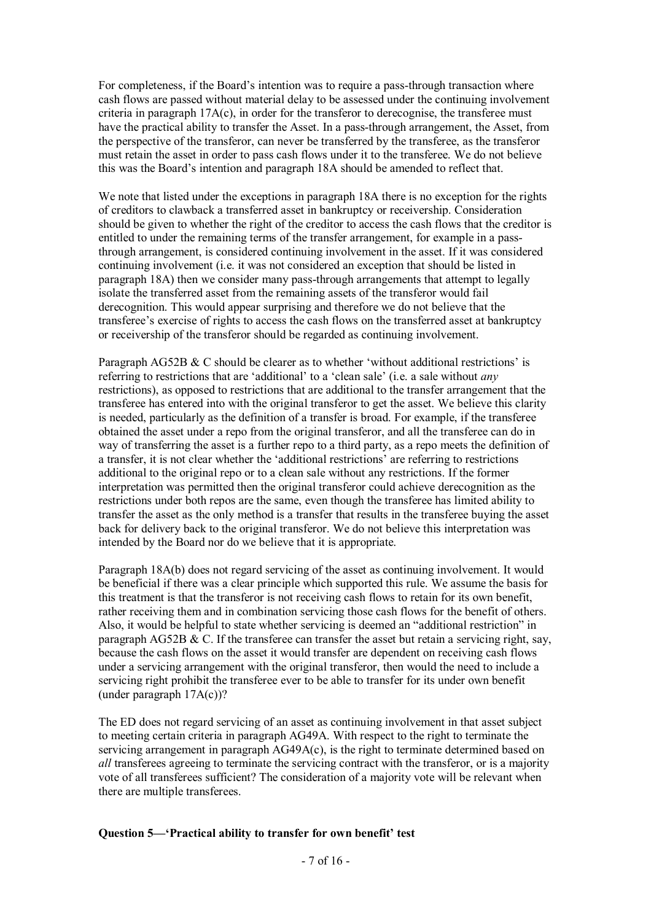For completeness, if the Board's intention was to require a pass-through transaction where cash flows are passed without material delay to be assessed under the continuing involvement criteria in paragraph 17A(c), in order for the transferor to derecognise, the transferee must have the practical ability to transfer the Asset. In a pass-through arrangement, the Asset, from the perspective of the transferor, can never be transferred by the transferee, as the transferor must retain the asset in order to pass cash flows under it to the transferee. We do not believe this was the Board's intention and paragraph 18A should be amended to reflect that.

We note that listed under the exceptions in paragraph 18A there is no exception for the rights of creditors to clawback a transferred asset in bankruptcy or receivership. Consideration should be given to whether the right of the creditor to access the cash flows that the creditor is entitled to under the remaining terms of the transfer arrangement, for example in a pass-through arrangement, is considered continuing involvement in the asset. If it was considered continuing involvement (i.e. it was not considered an exception that should be listed in paragraph 18A) then we consider many pass-through arrangements that attempt to legally isolate the transferred asset from the remaining assets of the transferor would fail derecognition. This would appear surprising and therefore we do not believe that the transferee's exercise of rights to access the cash flows on the transferred asset at bankruptcy or receivership of the transferor should be regarded as continuing involvement.

Paragraph AG52B & C should be clearer as to whether 'without additional restrictions' is referring to restrictions that are 'additional' to a 'clean sale' (i.e. a sale without *any* restrictions), as opposed to restrictions that are additional to the transfer arrangement that the transferee has entered into with the original transferor to get the asset. We believe this clarity is needed, particularly as the definition of a transfer is broad. For example, if the transferee obtained the asset under a repo from the original transferor, and all the transferee can do in way of transferring the asset is a further repo to a third party, as a repo meets the definition of a transfer, it is not clear whether the 'additional restrictions' are referring to restrictions additional to the original repo or to a clean sale without any restrictions. If the former interpretation was permitted then the original transferor could achieve derecognition as the restrictions under both repos are the same, even though the transferee has limited ability to transfer the asset as the only method is a transfer that results in the transferee buying the asset back for delivery back to the original transferor. We do not believe this interpretation was intended by the Board nor do we believe that it is appropriate.

Paragraph 18A(b) does not regard servicing of the asset as continuing involvement. It would be beneficial if there was a clear principle which supported this rule. We assume the basis for this treatment is that the transferor is not receiving cash flows to retain for its own benefit, rather receiving them and in combination servicing those cash flows for the benefit of others. Also, it would be helpful to state whether servicing is deemed an "additional restriction" in paragraph AG52B & C. If the transferee can transfer the asset but retain a servicing right, say, because the cash flows on the asset it would transfer are dependent on receiving cash flows under a servicing arrangement with the original transferor, then would the need to include a servicing right prohibit the transferee ever to be able to transfer for its under own benefit (under paragraph 17A(c))?

The ED does not regard servicing of an asset as continuing involvement in that asset subject to meeting certain criteria in paragraph AG49A. With respect to the right to terminate the servicing arrangement in paragraph AG49A(c), is the right to terminate determined based on *all* transferees agreeing to terminate the servicing contract with the transferor, or is a majority vote of all transferees sufficient? The consideration of a majority vote will be relevant when there are multiple transferees.

**Question 5—'Practical ability to transfer for own benefit' test**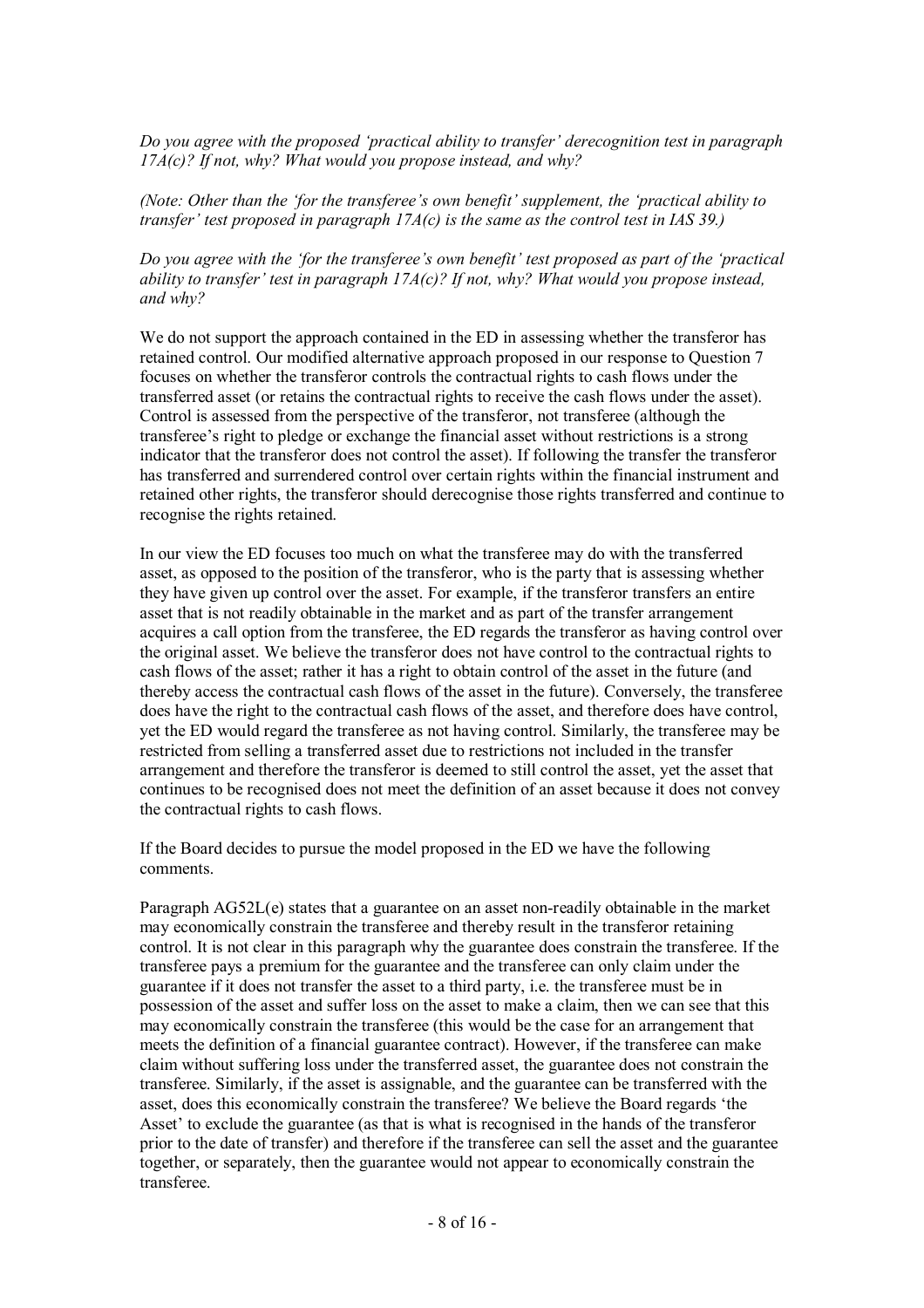*Do you agree with the proposed 'practical ability to transfer' derecognition test in paragraph 17A(c)? If not, why? What would you propose instead, and why?*

*(Note: Other than the 'for the transferee's own benefit' supplement, the 'practical ability to transfer' test proposed in paragraph 17A(c) is the same as the control test in IAS 39.)*

*Do you agree with the 'for the transferee's own benefit' test proposed as part of the 'practical ability to transfer' test in paragraph 17A(c)? If not, why? What would you propose instead, and why?*

We do not support the approach contained in the ED in assessing whether the transferor has retained control. Our modified alternative approach proposed in our response to Question 7 focuses on whether the transferor controls the contractual rights to cash flows under the transferred asset (or retains the contractual rights to receive the cash flows under the asset). Control is assessed from the perspective of the transferor, not transferee (although the transferee's right to pledge or exchange the financial asset without restrictions is a strong indicator that the transferor does not control the asset). If following the transfer the transferor has transferred and surrendered control over certain rights within the financial instrument and retained other rights, the transferor should derecognise those rights transferred and continue to recognise the rights retained.

In our view the ED focuses too much on what the transferee may do with the transferred asset, as opposed to the position of the transferor, who is the party that is assessing whether they have given up control over the asset. For example, if the transferor transfers an entire asset that is not readily obtainable in the market and as part of the transfer arrangement acquires a call option from the transferee, the ED regards the transferor as having control over the original asset. We believe the transferor does not have control to the contractual rights to cash flows of the asset; rather it has a right to obtain control of the asset in the future (and thereby access the contractual cash flows of the asset in the future). Conversely, the transferee does have the right to the contractual cash flows of the asset, and therefore does have control, yet the ED would regard the transferee as not having control. Similarly, the transferee may be restricted from selling a transferred asset due to restrictions not included in the transfer arrangement and therefore the transferor is deemed to still control the asset, yet the asset that continues to be recognised does not meet the definition of an asset because it does not convey the contractual rights to cash flows.

If the Board decides to pursue the model proposed in the ED we have the following comments.

Paragraph AG52L(e) states that a guarantee on an asset non-readily obtainable in the market may economically constrain the transferee and thereby result in the transferor retaining control. It is not clear in this paragraph why the guarantee does constrain the transferee. If the transferee pays a premium for the guarantee and the transferee can only claim under the guarantee if it does not transfer the asset to a third party, i.e. the transferee must be in possession of the asset and suffer loss on the asset to make a claim, then we can see that this may economically constrain the transferee (this would be the case for an arrangement that meets the definition of a financial guarantee contract). However, if the transferee can make claim without suffering loss under the transferred asset, the guarantee does not constrain the transferee. Similarly, if the asset is assignable, and the guarantee can be transferred with the asset, does this economically constrain the transferee? We believe the Board regards 'the Asset' to exclude the guarantee (as that is what is recognised in the hands of the transferor prior to the date of transfer) and therefore if the transferee can sell the asset and the guarantee together, or separately, then the guarantee would not appear to economically constrain the transferee.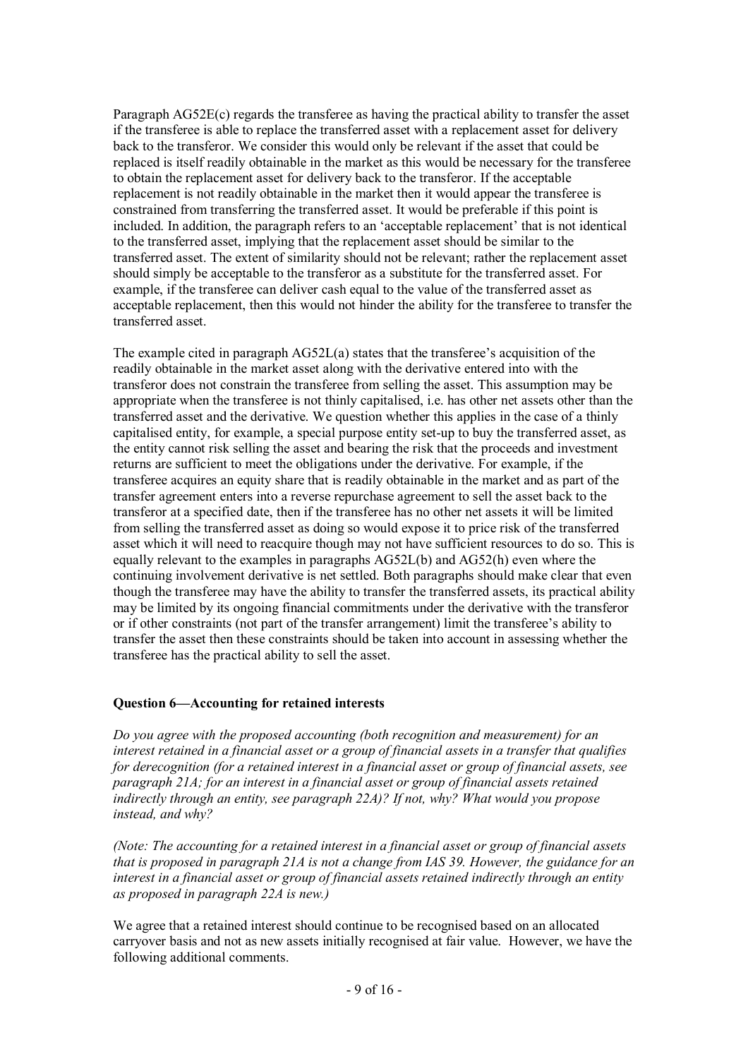Paragraph AG52E(c) regards the transferee as having the practical ability to transfer the asset if the transferee is able to replace the transferred asset with a replacement asset for delivery back to the transferor. We consider this would only be relevant if the asset that could be replaced is itself readily obtainable in the market as this would be necessary for the transferee to obtain the replacement asset for delivery back to the transferor. If the acceptable replacement is not readily obtainable in the market then it would appear the transferee is constrained from transferring the transferred asset. It would be preferable if this point is included. In addition, the paragraph refers to an 'acceptable replacement' that is not identical to the transferred asset, implying that the replacement asset should be similar to the transferred asset. The extent of similarity should not be relevant; rather the replacement asset should simply be acceptable to the transferor as a substitute for the transferred asset. For example, if the transferee can deliver cash equal to the value of the transferred asset as acceptable replacement, then this would not hinder the ability for the transferee to transfer the transferred asset.

The example cited in paragraph AG52L(a) states that the transferee's acquisition of the readily obtainable in the market asset along with the derivative entered into with the transferor does not constrain the transferee from selling the asset. This assumption may be appropriate when the transferee is not thinly capitalised, i.e. has other net assets other than the transferred asset and the derivative. We question whether this applies in the case of a thinly capitalised entity, for example, a special purpose entity set-up to buy the transferred asset, as the entity cannot risk selling the asset and bearing the risk that the proceeds and investment returns are sufficient to meet the obligations under the derivative. For example, if the transferee acquires an equity share that is readily obtainable in the market and as part of the transfer agreement enters into a reverse repurchase agreement to sell the asset back to the transferor at a specified date, then if the transferee has no other net assets it will be limited from selling the transferred asset as doing so would expose it to price risk of the transferred asset which it will need to reacquire though may not have sufficient resources to do so. This is equally relevant to the examples in paragraphs AG52L(b) and AG52(h) even where the continuing involvement derivative is net settled. Both paragraphs should make clear that even though the transferee may have the ability to transfer the transferred assets, its practical ability may be limited by its ongoing financial commitments under the derivative with the transferor or if other constraints (not part of the transfer arrangement) limit the transferee's ability to transfer the asset then these constraints should be taken into account in assessing whether the transferee has the practical ability to sell the asset.

**Question 6—Accounting for retained interests**

*Do you agree with the proposed accounting (both recognition and measurement) for an interest retained in a financial asset or a group of financial assets in a transfer that qualifies for derecognition (for a retained interest in a financial asset or group of financial assets, see paragraph 21A; for an interest in a financial asset or group of financial assets retained indirectly through an entity, see paragraph 22A)? If not, why? What would you propose instead, and why?*

*(Note: The accounting for a retained interest in a financial asset or group of financial assets that is proposed in paragraph 21A is not a change from IAS 39. However, the guidance for an interest in a financial asset or group of financial assets retained indirectly through an entity as proposed in paragraph 22A is new.)*

We agree that a retained interest should continue to be recognised based on an allocated carryover basis and not as new assets initially recognised at fair value. However, we have the following additional comments.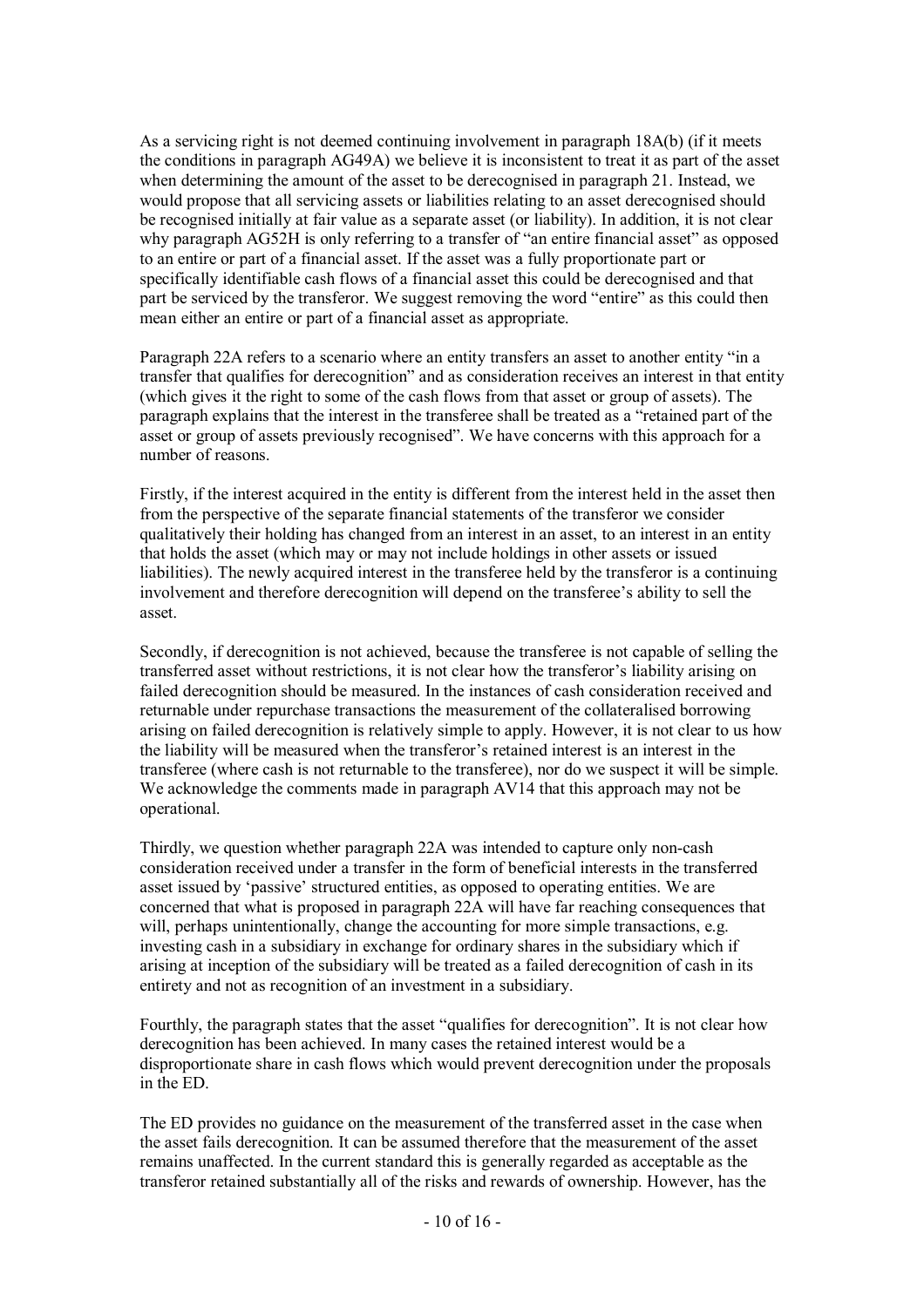As a servicing right is not deemed continuing involvement in paragraph 18A(b) (if it meets the conditions in paragraph AG49A) we believe it is inconsistent to treat it as part of the asset when determining the amount of the asset to be derecognised in paragraph 21. Instead, we would propose that all servicing assets or liabilities relating to an asset derecognised should be recognised initially at fair value as a separate asset (or liability). In addition, it is not clear why paragraph AG52H is only referring to a transfer of "an entire financial asset" as opposed to an entire or part of a financial asset. If the asset was a fully proportionate part or specifically identifiable cash flows of a financial asset this could be derecognised and that part be serviced by the transferor. We suggest removing the word "entire" as this could then mean either an entire or part of a financial asset as appropriate.

Paragraph 22A refers to a scenario where an entity transfers an asset to another entity "in a transfer that qualifies for derecognition" and as consideration receives an interest in that entity (which gives it the right to some of the cash flows from that asset or group of assets). The paragraph explains that the interest in the transferee shall be treated as a "retained part of the asset or group of assets previously recognised". We have concerns with this approach for a number of reasons.

Firstly, if the interest acquired in the entity is different from the interest held in the asset then from the perspective of the separate financial statements of the transferor we consider qualitatively their holding has changed from an interest in an asset, to an interest in an entity that holds the asset (which may or may not include holdings in other assets or issued liabilities). The newly acquired interest in the transferee held by the transferor is a continuing involvement and therefore derecognition will depend on the transferee's ability to sell the asset.

Secondly, if derecognition is not achieved, because the transferee is not capable of selling the transferred asset without restrictions, it is not clear how the transferor's liability arising on failed derecognition should be measured. In the instances of cash consideration received and returnable under repurchase transactions the measurement of the collateralised borrowing arising on failed derecognition is relatively simple to apply. However, it is not clear to us how the liability will be measured when the transferor's retained interest is an interest in the transferee (where cash is not returnable to the transferee), nor do we suspect it will be simple. We acknowledge the comments made in paragraph AV14 that this approach may not be operational.

Thirdly, we question whether paragraph 22A was intended to capture only non-cash consideration received under a transfer in the form of beneficial interests in the transferred asset issued by 'passive' structured entities, as opposed to operating entities. We are concerned that what is proposed in paragraph 22A will have far reaching consequences that will, perhaps unintentionally, change the accounting for more simple transactions, e.g. investing cash in a subsidiary in exchange for ordinary shares in the subsidiary which if arising at inception of the subsidiary will be treated as a failed derecognition of cash in its entirety and not as recognition of an investment in a subsidiary.

Fourthly, the paragraph states that the asset "qualifies for derecognition". It is not clear how derecognition has been achieved. In many cases the retained interest would be a disproportionate share in cash flows which would prevent derecognition under the proposals in the ED.

The ED provides no guidance on the measurement of the transferred asset in the case when the asset fails derecognition. It can be assumed therefore that the measurement of the asset remains unaffected. In the current standard this is generally regarded as acceptable as the transferor retained substantially all of the risks and rewards of ownership. However, has the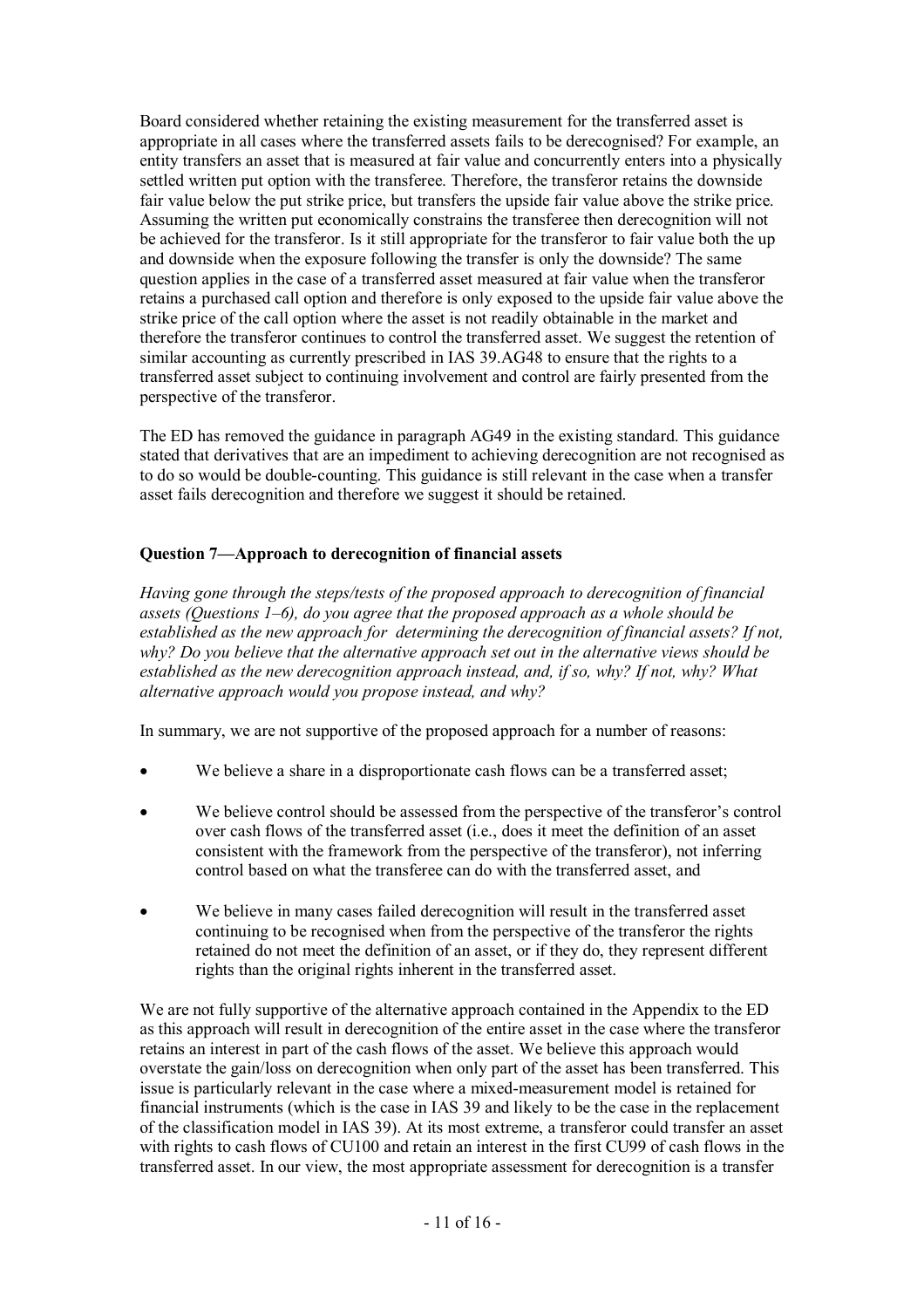Board considered whether retaining the existing measurement for the transferred asset is appropriate in all cases where the transferred assets fails to be derecognised? For example, an entity transfers an asset that is measured at fair value and concurrently enters into a physically settled written put option with the transferee. Therefore, the transferor retains the downside fair value below the put strike price, but transfers the upside fair value above the strike price. Assuming the written put economically constrains the transferee then derecognition will not be achieved for the transferor. Is it still appropriate for the transferor to fair value both the up and downside when the exposure following the transfer is only the downside? The same question applies in the case of a transferred asset measured at fair value when the transferor retains a purchased call option and therefore is only exposed to the upside fair value above the strike price of the call option where the asset is not readily obtainable in the market and therefore the transferor continues to control the transferred asset. We suggest the retention of similar accounting as currently prescribed in IAS 39.AG48 to ensure that the rights to a transferred asset subject to continuing involvement and control are fairly presented from the perspective of the transferor.

The ED has removed the guidance in paragraph AG49 in the existing standard. This guidance stated that derivatives that are an impediment to achieving derecognition are not recognised as to do so would be double-counting. This guidance is still relevant in the case when a transfer asset fails derecognition and therefore we suggest it should be retained.

**Question 7—Approach to derecognition of financial assets**

*Having gone through the steps/tests of the proposed approach to derecognition of financial assets (Questions 1–6), do you agree that the proposed approach as a whole should be established as the new approach for determining the derecognition of financial assets? If not, why? Do you believe that the alternative approach set out in the alternative views should be established as the new derecognition approach instead, and, if so, why? If not, why? What alternative approach would you propose instead, and why?*

In summary, we are not supportive of the proposed approach for a number of reasons:

- We believe a share in a disproportionate cash flows can be a transferred asset;
- We believe control should be assessed from the perspective of the transferor's control over cash flows of the transferred asset (i.e., does it meet the definition of an asset consistent with the framework from the perspective of the transferor), not inferring control based on what the transferee can do with the transferred asset, and
- We believe in many cases failed derecognition will result in the transferred asset continuing to be recognised when from the perspective of the transferor the rights retained do not meet the definition of an asset, or if they do, they represent different rights than the original rights inherent in the transferred asset.

We are not fully supportive of the alternative approach contained in the Appendix to the ED as this approach will result in derecognition of the entire asset in the case where the transferor retains an interest in part of the cash flows of the asset. We believe this approach would overstate the gain/loss on derecognition when only part of the asset has been transferred. This issue is particularly relevant in the case where a mixed-measurement model is retained for financial instruments (which is the case in IAS 39 and likely to be the case in the replacement of the classification model in IAS 39). At its most extreme, a transferor could transfer an asset with rights to cash flows of CU100 and retain an interest in the first CU99 of cash flows in the transferred asset. In our view, the most appropriate assessment for derecognition is a transfer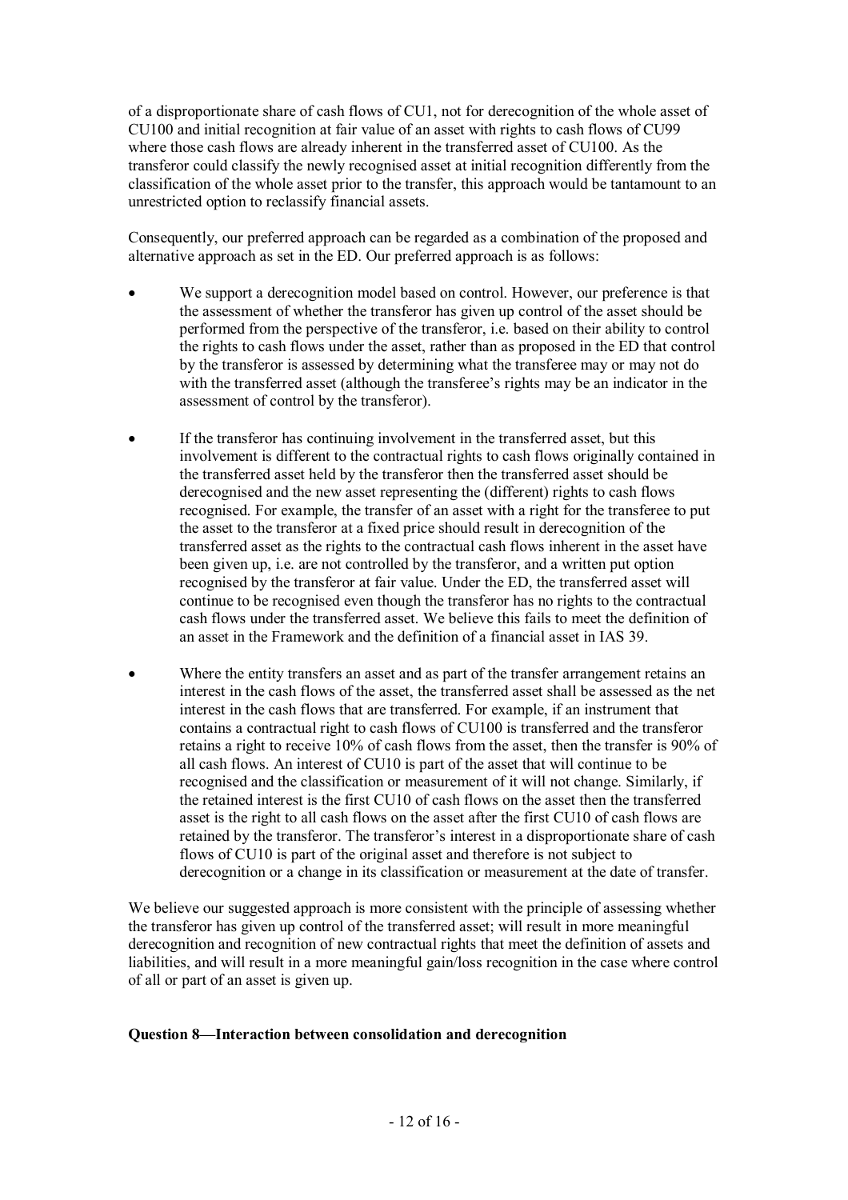of a disproportionate share of cash flows of CU1, not for derecognition of the whole asset of CU100 and initial recognition at fair value of an asset with rights to cash flows of CU99 where those cash flows are already inherent in the transferred asset of CU100. As the transferor could classify the newly recognised asset at initial recognition differently from the classification of the whole asset prior to the transfer, this approach would be tantamount to an unrestricted option to reclassify financial assets.

Consequently, our preferred approach can be regarded as a combination of the proposed and alternative approach as set in the ED. Our preferred approach is as follows:

- We support a derecognition model based on control. However, our preference is that the assessment of whether the transferor has given up control of the asset should be performed from the perspective of the transferor, i.e. based on their ability to control the rights to cash flows under the asset, rather than as proposed in the ED that control by the transferor is assessed by determining what the transferee may or may not do with the transferred asset (although the transferee's rights may be an indicator in the assessment of control by the transferor).

- If the transferor has continuing involvement in the transferred asset, but this involvement is different to the contractual rights to cash flows originally contained in the transferred asset held by the transferor then the transferred asset should be derecognised and the new asset representing the (different) rights to cash flows recognised. For example, the transfer of an asset with a right for the transferee to put the asset to the transferor at a fixed price should result in derecognition of the transferred asset as the rights to the contractual cash flows inherent in the asset have been given up, i.e. are not controlled by the transferor, and a written put option recognised by the transferor at fair value. Under the ED, the transferred asset will continue to be recognised even though the transferor has no rights to the contractual cash flows under the transferred asset. We believe this fails to meet the definition of an asset in the Framework and the definition of a financial asset in IAS 39.

- Where the entity transfers an asset and as part of the transfer arrangement retains an interest in the cash flows of the asset, the transferred asset shall be assessed as the net interest in the cash flows that are transferred. For example, if an instrument that contains a contractual right to cash flows of CU100 is transferred and the transferor retains a right to receive 10% of cash flows from the asset, then the transfer is 90% of all cash flows. An interest of CU10 is part of the asset that will continue to be recognised and the classification or measurement of it will not change. Similarly, if the retained interest is the first CU10 of cash flows on the asset then the transferred asset is the right to all cash flows on the asset after the first CU10 of cash flows are retained by the transferor. The transferor's interest in a disproportionate share of cash flows of CU10 is part of the original asset and therefore is not subject to derecognition or a change in its classification or measurement at the date of transfer.

We believe our suggested approach is more consistent with the principle of assessing whether the transferor has given up control of the transferred asset; will result in more meaningful derecognition and recognition of new contractual rights that meet the definition of assets and liabilities, and will result in a more meaningful gain/loss recognition in the case where control of all or part of an asset is given up.

**Question 8—Interaction between consolidation and derecognition**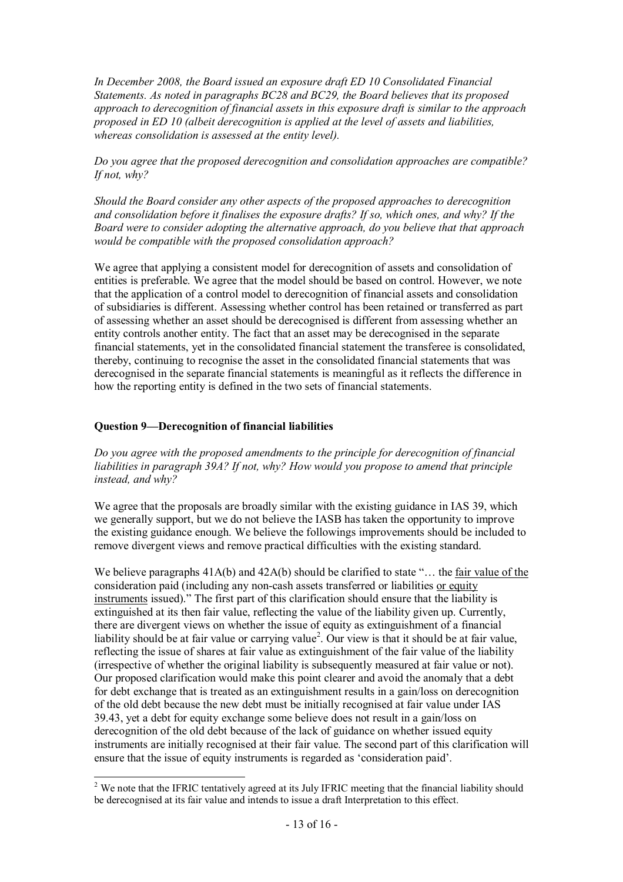*In December 2008, the Board issued an exposure draft ED 10 Consolidated Financial Statements. As noted in paragraphs BC28 and BC29, the Board believes that its proposed approach to derecognition of financial assets in this exposure draft is similar to the approach proposed in ED 10 (albeit derecognition is applied at the level of assets and liabilities, whereas consolidation is assessed at the entity level).*

*Do you agree that the proposed derecognition and consolidation approaches are compatible? If not, why?*

*Should the Board consider any other aspects of the proposed approaches to derecognition and consolidation before it finalises the exposure drafts? If so, which ones, and why? If the Board were to consider adopting the alternative approach, do you believe that that approach would be compatible with the proposed consolidation approach?*

We agree that applying a consistent model for derecognition of assets and consolidation of entities is preferable. We agree that the model should be based on control. However, we note that the application of a control model to derecognition of financial assets and consolidation of subsidiaries is different. Assessing whether control has been retained or transferred as part of assessing whether an asset should be derecognised is different from assessing whether an entity controls another entity. The fact that an asset may be derecognised in the separate financial statements, yet in the consolidated financial statement the transferee is consolidated, thereby, continuing to recognise the asset in the consolidated financial statements that was derecognised in the separate financial statements is meaningful as it reflects the difference in how the reporting entity is defined in the two sets of financial statements.

**Question 9—Derecognition of financial liabilities**

*Do you agree with the proposed amendments to the principle for derecognition of financial liabilities in paragraph 39A? If not, why? How would you propose to amend that principle instead, and why?*

We agree that the proposals are broadly similar with the existing guidance in IAS 39, which we generally support, but we do not believe the IASB has taken the opportunity to improve the existing guidance enough. We believe the followings improvements should be included to remove divergent views and remove practical difficulties with the existing standard.

We believe paragraphs 41A(b) and 42A(b) should be clarified to state "… the <u>fair value of the</u> consideration paid (including any non-cash assets transferred or liabilities <u>or equity instruments</u> issued)." The first part of this clarification should ensure that the liability is extinguished at its then fair value, reflecting the value of the liability given up. Currently, there are divergent views on whether the issue of equity as extinguishment of a financial liability should be at fair value or carrying value[2]. Our view is that it should be at fair value, reflecting the issue of shares at fair value as extinguishment of the fair value of the liability (irrespective of whether the original liability is subsequently measured at fair value or not). Our proposed clarification would make this point clearer and avoid the anomaly that a debt for debt exchange that is treated as an extinguishment results in a gain/loss on derecognition of the old debt because the new debt must be initially recognised at fair value under IAS 39.43, yet a debt for equity exchange some believe does not result in a gain/loss on derecognition of the old debt because of the lack of guidance on whether issued equity instruments are initially recognised at their fair value. The second part of this clarification will ensure that the issue of equity instruments is regarded as 'consideration paid'.

[2] We note that the IFRIC tentatively agreed at its July IFRIC meeting that the financial liability should be derecognised at its fair value and intends to issue a draft Interpretation to this effect.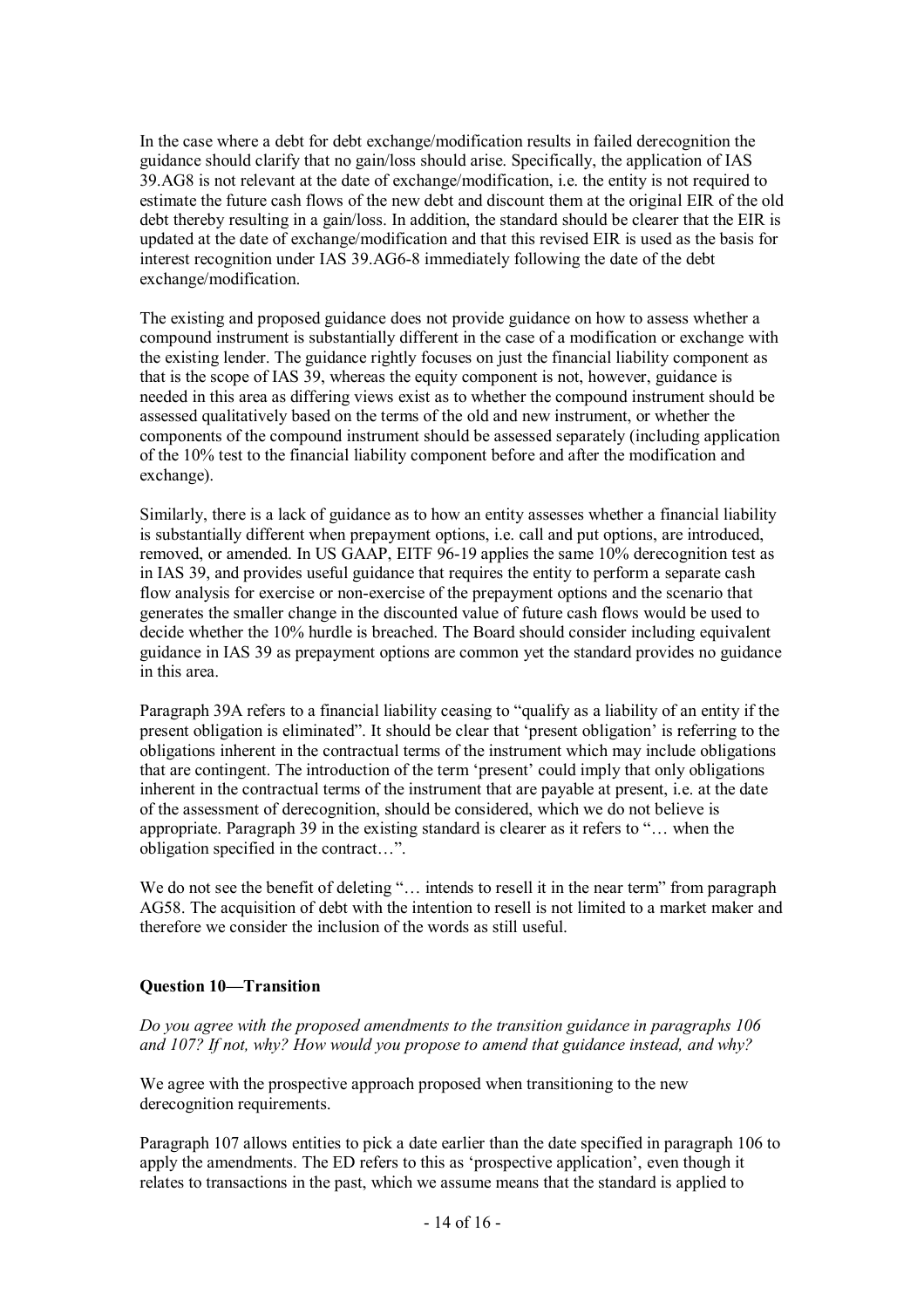In the case where a debt for debt exchange/modification results in failed derecognition the guidance should clarify that no gain/loss should arise. Specifically, the application of IAS 39.AG8 is not relevant at the date of exchange/modification, i.e. the entity is not required to estimate the future cash flows of the new debt and discount them at the original EIR of the old debt thereby resulting in a gain/loss. In addition, the standard should be clearer that the EIR is updated at the date of exchange/modification and that this revised EIR is used as the basis for interest recognition under IAS 39.AG6-8 immediately following the date of the debt exchange/modification.

The existing and proposed guidance does not provide guidance on how to assess whether a compound instrument is substantially different in the case of a modification or exchange with the existing lender. The guidance rightly focuses on just the financial liability component as that is the scope of IAS 39, whereas the equity component is not, however, guidance is needed in this area as differing views exist as to whether the compound instrument should be assessed qualitatively based on the terms of the old and new instrument, or whether the components of the compound instrument should be assessed separately (including application of the 10% test to the financial liability component before and after the modification and exchange).

Similarly, there is a lack of guidance as to how an entity assesses whether a financial liability is substantially different when prepayment options, i.e. call and put options, are introduced, removed, or amended. In US GAAP, EITF 96-19 applies the same 10% derecognition test as in IAS 39, and provides useful guidance that requires the entity to perform a separate cash flow analysis for exercise or non-exercise of the prepayment options and the scenario that generates the smaller change in the discounted value of future cash flows would be used to decide whether the 10% hurdle is breached. The Board should consider including equivalent guidance in IAS 39 as prepayment options are common yet the standard provides no guidance in this area.

Paragraph 39A refers to a financial liability ceasing to "qualify as a liability of an entity if the present obligation is eliminated". It should be clear that 'present obligation' is referring to the obligations inherent in the contractual terms of the instrument which may include obligations that are contingent. The introduction of the term 'present' could imply that only obligations inherent in the contractual terms of the instrument that are payable at present, i.e. at the date of the assessment of derecognition, should be considered, which we do not believe is appropriate. Paragraph 39 in the existing standard is clearer as it refers to "… when the obligation specified in the contract…".

We do not see the benefit of deleting "… intends to resell it in the near term" from paragraph AG58. The acquisition of debt with the intention to resell is not limited to a market maker and therefore we consider the inclusion of the words as still useful.

**Question 10—Transition**

*Do you agree with the proposed amendments to the transition guidance in paragraphs 106 and 107? If not, why? How would you propose to amend that guidance instead, and why?*

We agree with the prospective approach proposed when transitioning to the new derecognition requirements.

Paragraph 107 allows entities to pick a date earlier than the date specified in paragraph 106 to apply the amendments. The ED refers to this as 'prospective application', even though it relates to transactions in the past, which we assume means that the standard is applied to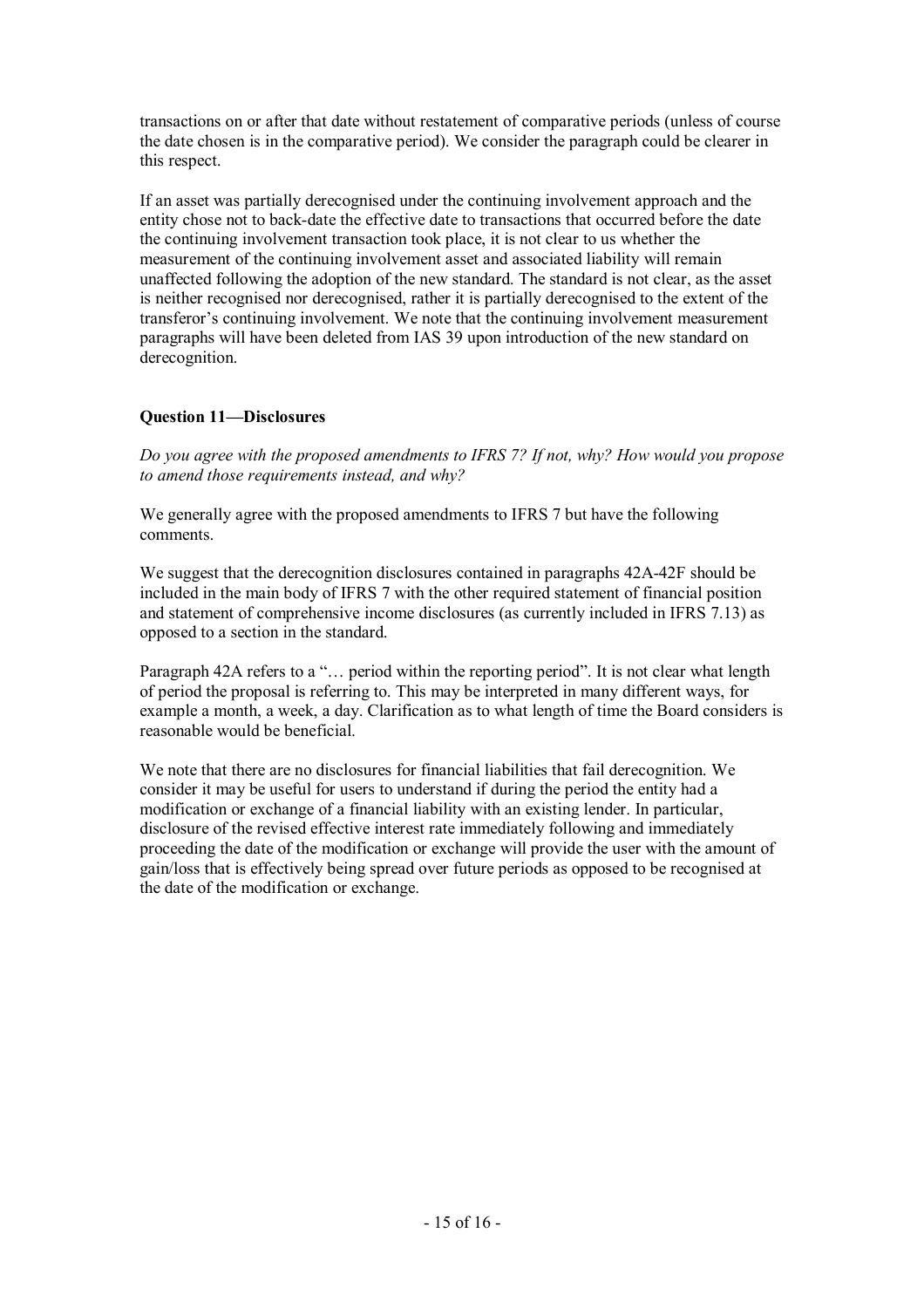transactions on or after that date without restatement of comparative periods (unless of course the date chosen is in the comparative period). We consider the paragraph could be clearer in this respect.

If an asset was partially derecognised under the continuing involvement approach and the entity chose not to back-date the effective date to transactions that occurred before the date the continuing involvement transaction took place, it is not clear to us whether the measurement of the continuing involvement asset and associated liability will remain unaffected following the adoption of the new standard. The standard is not clear, as the asset is neither recognised nor derecognised, rather it is partially derecognised to the extent of the transferor's continuing involvement. We note that the continuing involvement measurement paragraphs will have been deleted from IAS 39 upon introduction of the new standard on derecognition.

**Question 11—Disclosures**

*Do you agree with the proposed amendments to IFRS 7? If not, why? How would you propose to amend those requirements instead, and why?*

We generally agree with the proposed amendments to IFRS 7 but have the following comments.

We suggest that the derecognition disclosures contained in paragraphs 42A-42F should be included in the main body of IFRS 7 with the other required statement of financial position and statement of comprehensive income disclosures (as currently included in IFRS 7.13) as opposed to a section in the standard.

Paragraph 42A refers to a "… period within the reporting period". It is not clear what length of period the proposal is referring to. This may be interpreted in many different ways, for example a month, a week, a day. Clarification as to what length of time the Board considers is reasonable would be beneficial.

We note that there are no disclosures for financial liabilities that fail derecognition. We consider it may be useful for users to understand if during the period the entity had a modification or exchange of a financial liability with an existing lender. In particular, disclosure of the revised effective interest rate immediately following and immediately proceeding the date of the modification or exchange will provide the user with the amount of gain/loss that is effectively being spread over future periods as opposed to be recognised at the date of the modification or exchange.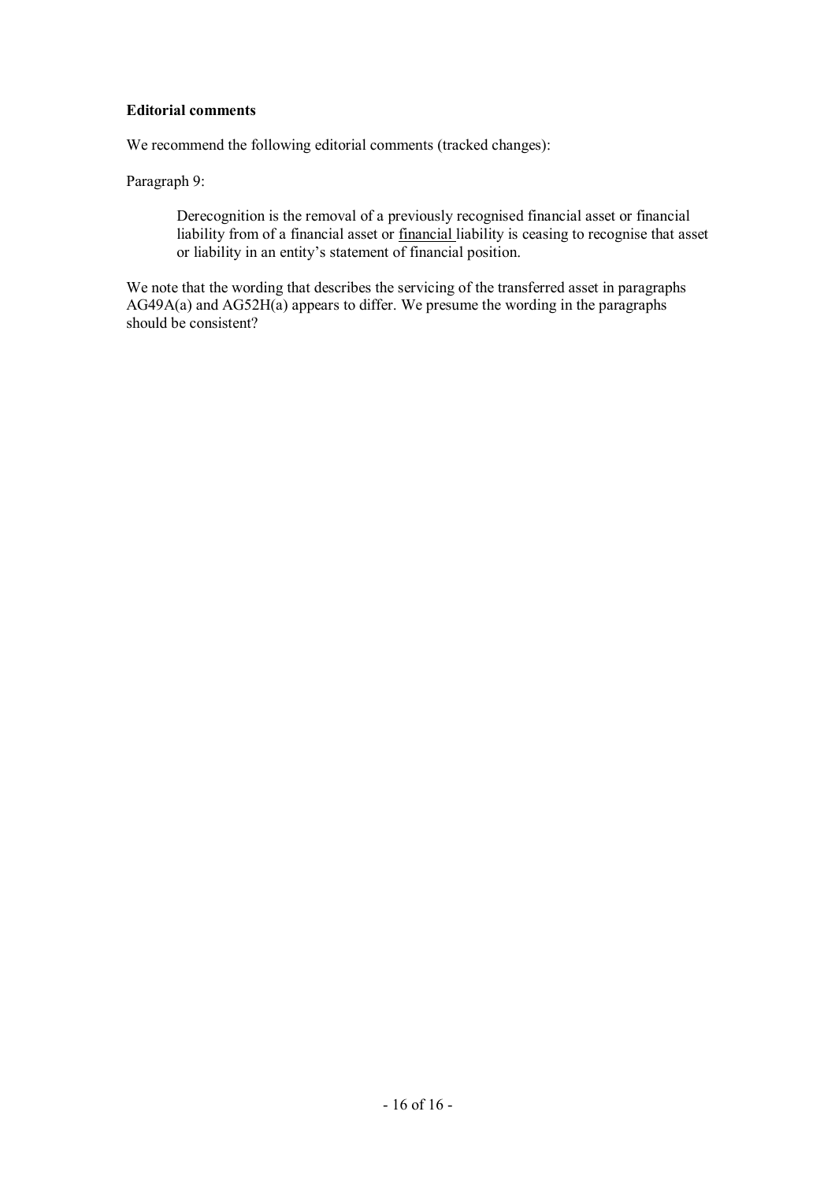**Editorial comments**

We recommend the following editorial comments (tracked changes):

Paragraph 9:

> Derecognition is the removal of a previously recognised financial asset or financial liability from of a financial asset or <u>financial</u> liability is ceasing to recognise that asset or liability in an entity's statement of financial position.

We note that the wording that describes the servicing of the transferred asset in paragraphs AG49A(a) and AG52H(a) appears to differ. We presume the wording in the paragraphs should be consistent?